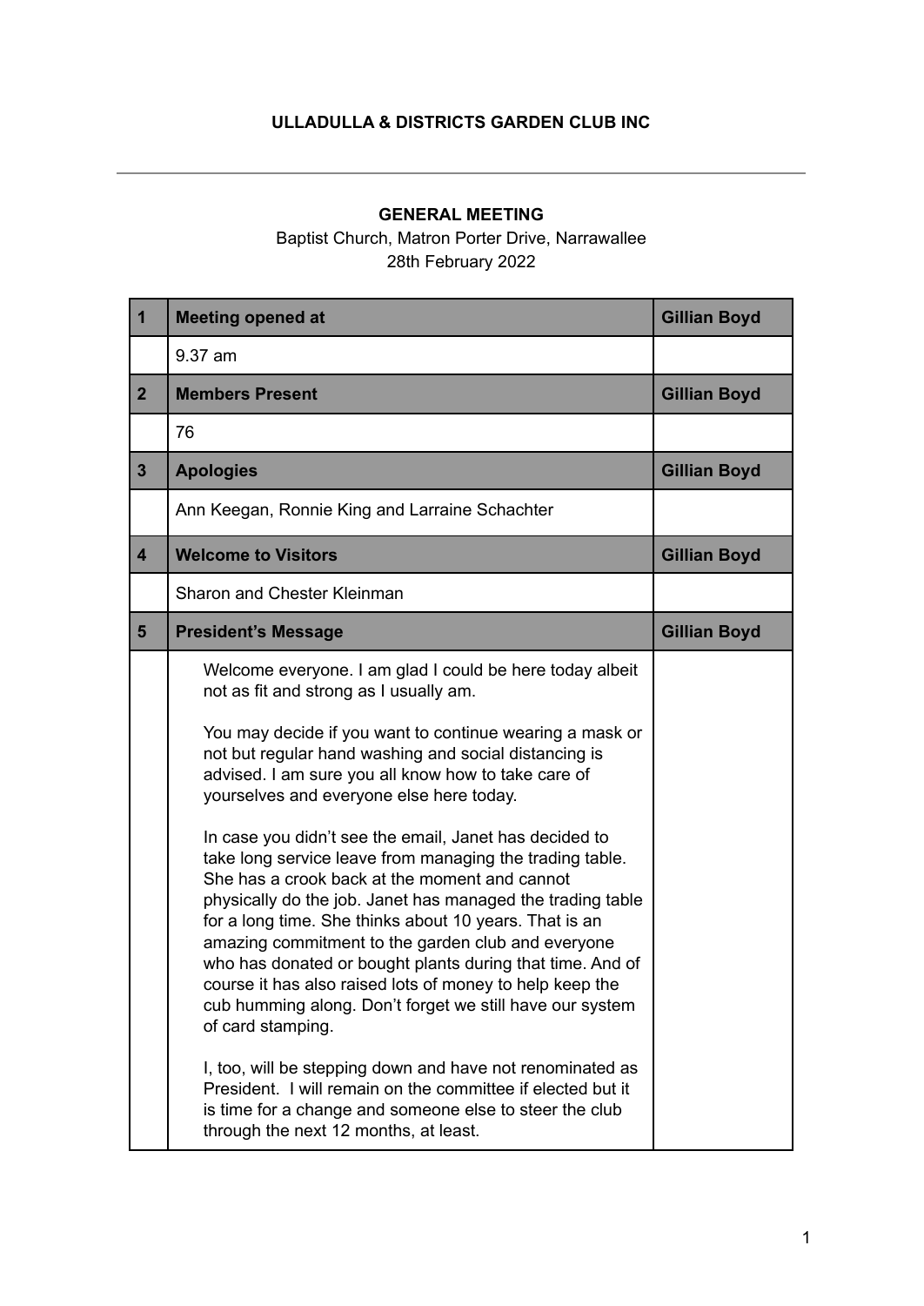**ULLADULLA & DISTRICTS GARDEN CLUB INC**

---

**GENERAL MEETING**

Baptist Church, Matron Porter Drive, Narrawallee

28th February 2022

| | | |
|---|---|---|
| **1** | **Meeting opened at** | **Gillian Boyd** |
| | 9.37 am | |
| **2** | **Members Present** | **Gillian Boyd** |
| | 76 | |
| **3** | **Apologies** | **Gillian Boyd** |
| | Ann Keegan, Ronnie King and Larraine Schachter | |
| **4** | **Welcome to Visitors** | **Gillian Boyd** |
| | Sharon and Chester Kleinman | |
| **5** | **President's Message** | **Gillian Boyd** |
| | Welcome everyone. I am glad I could be here today albeit not as fit and strong as I usually am.<br><br>You may decide if you want to continue wearing a mask or not but regular hand washing and social distancing is advised. I am sure you all know how to take care of yourselves and everyone else here today.<br><br>In case you didn't see the email, Janet has decided to take long service leave from managing the trading table. She has a crook back at the moment and cannot physically do the job. Janet has managed the trading table for a long time. She thinks about 10 years. That is an amazing commitment to the garden club and everyone who has donated or bought plants during that time. And of course it has also raised lots of money to help keep the cub humming along. Don't forget we still have our system of card stamping.<br><br>I, too, will be stepping down and have not renominated as President. I will remain on the committee if elected but it is time for a change and someone else to steer the club through the next 12 months, at least. | |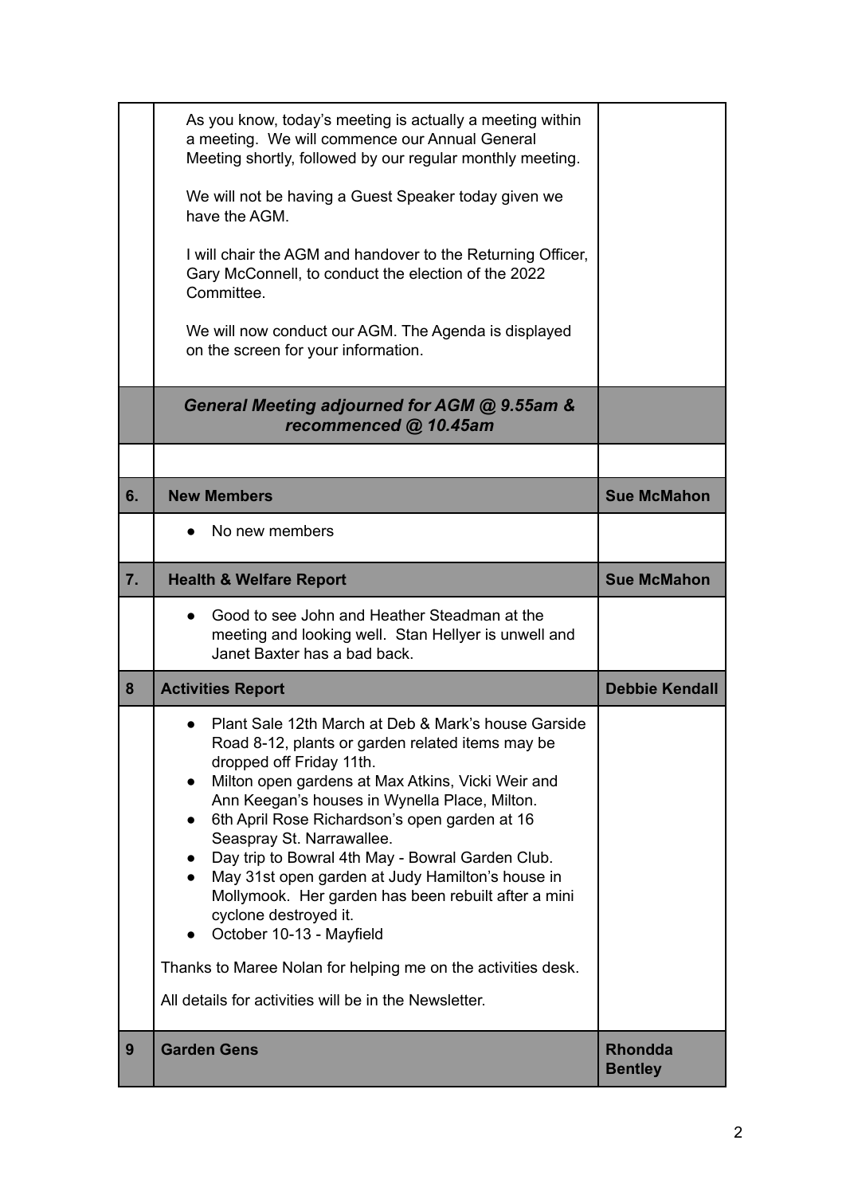| | | |
|---|---|---|
| | As you know, today's meeting is actually a meeting within a meeting. We will commence our Annual General Meeting shortly, followed by our regular monthly meeting.<br><br>We will not be having a Guest Speaker today given we have the AGM.<br><br>I will chair the AGM and handover to the Returning Officer, Gary McConnell, to conduct the election of the 2022 Committee.<br><br>We will now conduct our AGM. The Agenda is displayed on the screen for your information. | |
| | ***General Meeting adjourned for AGM @ 9.55am & recommenced @ 10.45am*** | |
| | | |
| **6.** | **New Members** | **Sue McMahon** |
| | • No new members | |
| **7.** | **Health & Welfare Report** | **Sue McMahon** |
| | • Good to see John and Heather Steadman at the meeting and looking well. Stan Hellyer is unwell and Janet Baxter has a bad back. | |
| **8** | **Activities Report** | **Debbie Kendall** |
| | • Plant Sale 12th March at Deb & Mark's house Garside Road 8-12, plants or garden related items may be dropped off Friday 11th.<br>• Milton open gardens at Max Atkins, Vicki Weir and Ann Keegan's houses in Wynella Place, Milton.<br>• 6th April Rose Richardson's open garden at 16 Seaspray St. Narrawallee.<br>• Day trip to Bowral 4th May - Bowral Garden Club.<br>• May 31st open garden at Judy Hamilton's house in Mollymook. Her garden has been rebuilt after a mini cyclone destroyed it.<br>• October 10-13 - Mayfield<br><br>Thanks to Maree Nolan for helping me on the activities desk.<br><br>All details for activities will be in the Newsletter. | |
| **9** | **Garden Gens** | **Rhondda Bentley** |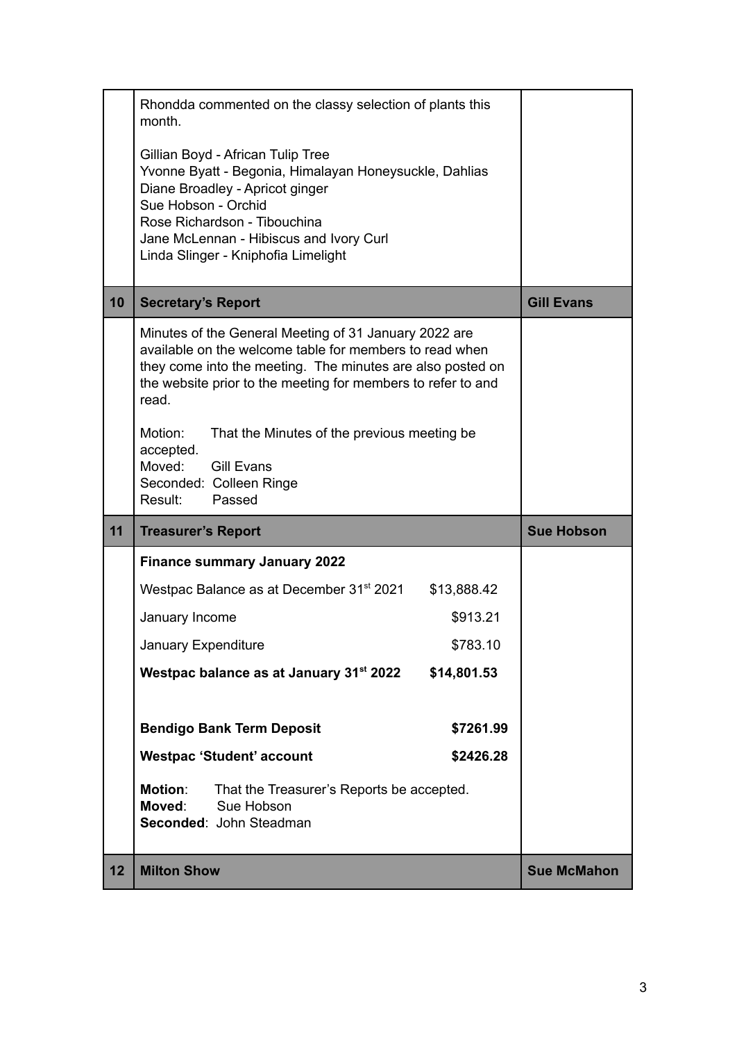| | | |
|---|---|---|
| | Rhondda commented on the classy selection of plants this month.<br><br>Gillian Boyd - African Tulip Tree<br>Yvonne Byatt - Begonia, Himalayan Honeysuckle, Dahlias<br>Diane Broadley - Apricot ginger<br>Sue Hobson - Orchid<br>Rose Richardson - Tibouchina<br>Jane McLennan - Hibiscus and Ivory Curl<br>Linda Slinger - Kniphofia Limelight | |
| **10** | **Secretary's Report** | **Gill Evans** |
| | Minutes of the General Meeting of 31 January 2022 are available on the welcome table for members to read when they come into the meeting. The minutes are also posted on the website prior to the meeting for members to refer to and read.<br><br>Motion: That the Minutes of the previous meeting be accepted.<br>Moved: Gill Evans<br>Seconded: Colleen Ringe<br>Result: Passed | |
| **11** | **Treasurer's Report** | **Sue Hobson** |
| | **Finance summary January 2022**<br><br>Westpac Balance as at December 31st 2021 — $13,888.42<br>January Income — $913.21<br>January Expenditure — $783.10<br>**Westpac balance as at January 31st 2022 — $14,801.53**<br><br>**Bendigo Bank Term Deposit — $7261.99**<br>**Westpac 'Student' account — $2426.28**<br><br>**Motion**: That the Treasurer's Reports be accepted.<br>**Moved**: Sue Hobson<br>**Seconded**: John Steadman | |
| **12** | **Milton Show** | **Sue McMahon** |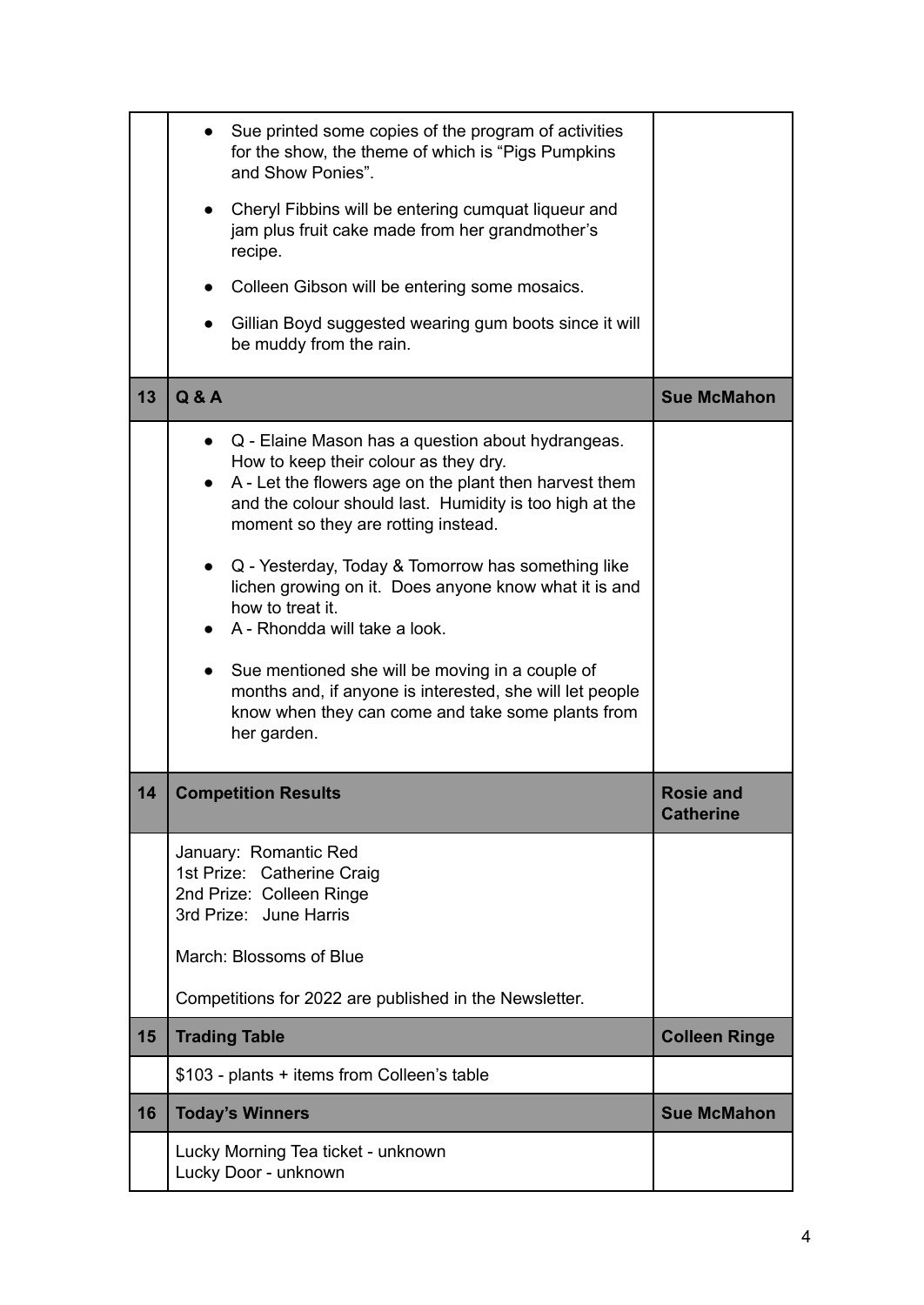| | | |
|---|---|---|
| | • Sue printed some copies of the program of activities for the show, the theme of which is "Pigs Pumpkins and Show Ponies".<br><br>• Cheryl Fibbins will be entering cumquat liqueur and jam plus fruit cake made from her grandmother's recipe.<br><br>• Colleen Gibson will be entering some mosaics.<br><br>• Gillian Boyd suggested wearing gum boots since it will be muddy from the rain. | |
| **13** | **Q & A** | **Sue McMahon** |
| | • Q - Elaine Mason has a question about hydrangeas. How to keep their colour as they dry.<br>• A - Let the flowers age on the plant then harvest them and the colour should last. Humidity is too high at the moment so they are rotting instead.<br><br>• Q - Yesterday, Today & Tomorrow has something like lichen growing on it. Does anyone know what it is and how to treat it.<br>• A - Rhondda will take a look.<br><br>• Sue mentioned she will be moving in a couple of months and, if anyone is interested, she will let people know when they can come and take some plants from her garden. | |
| **14** | **Competition Results** | **Rosie and Catherine** |
| | January: Romantic Red<br>1st Prize: Catherine Craig<br>2nd Prize: Colleen Ringe<br>3rd Prize: June Harris<br><br>March: Blossoms of Blue<br><br>Competitions for 2022 are published in the Newsletter. | |
| **15** | **Trading Table** | **Colleen Ringe** |
| | $103 - plants + items from Colleen's table | |
| **16** | **Today's Winners** | **Sue McMahon** |
| | Lucky Morning Tea ticket - unknown<br>Lucky Door - unknown | |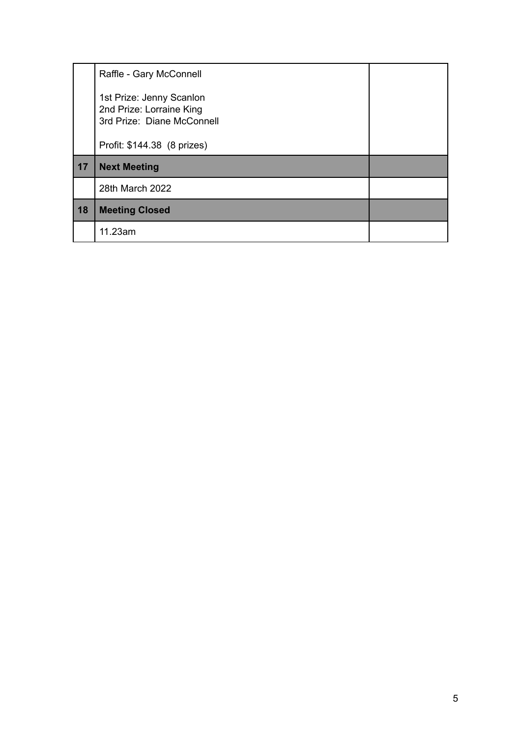| | | |
|---|---|---|
| | Raffle - Gary McConnell<br><br>1st Prize: Jenny Scanlon<br>2nd Prize: Lorraine King<br>3rd Prize: Diane McConnell<br><br>Profit: $144.38 (8 prizes) | |
| **17** | **Next Meeting** | |
| | 28th March 2022 | |
| **18** | **Meeting Closed** | |
| | 11.23am | |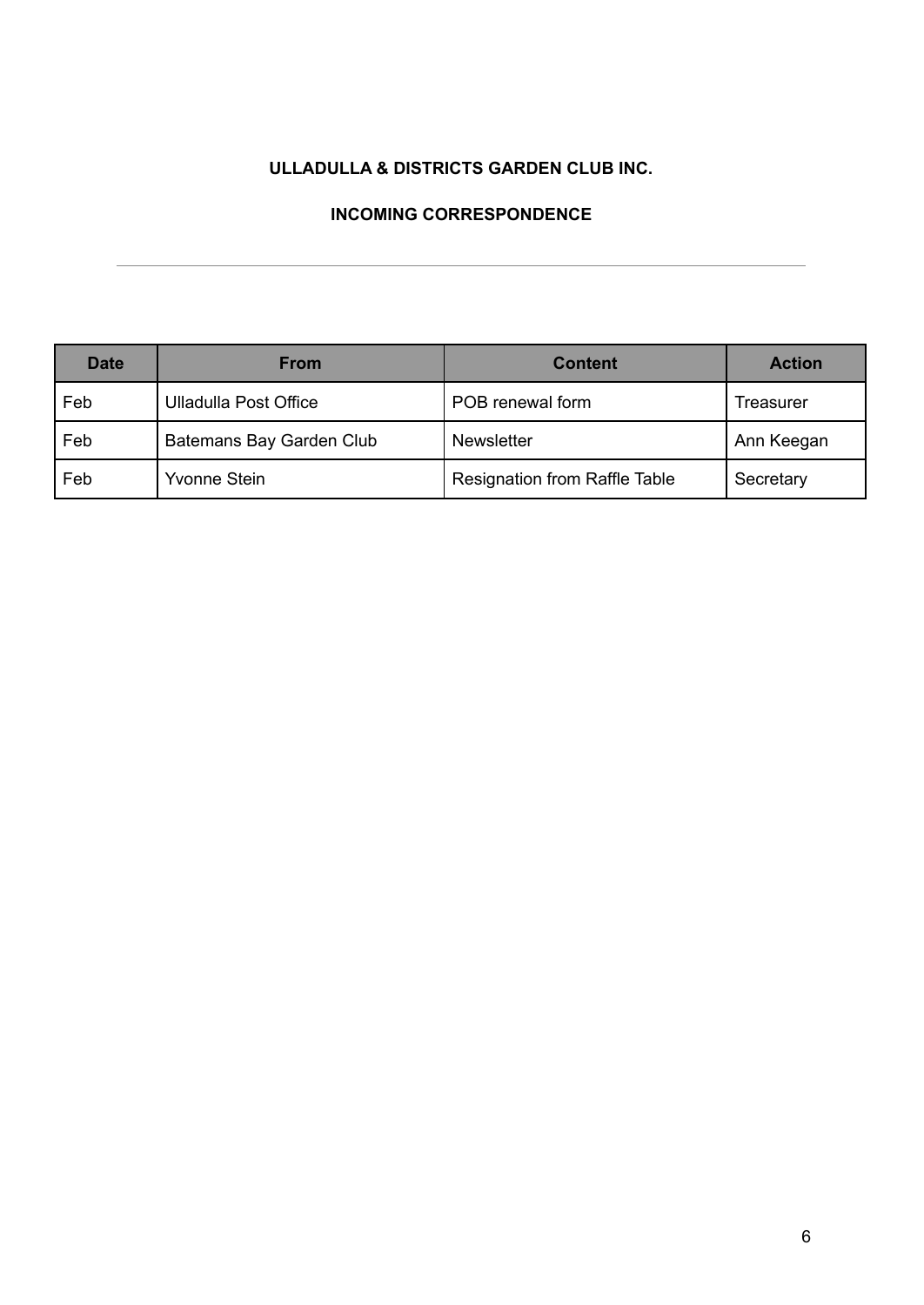**ULLADULLA & DISTRICTS GARDEN CLUB INC.**

**INCOMING CORRESPONDENCE**

---

| Date | From | Content | Action |
|---|---|---|---|
| Feb | Ulladulla Post Office | POB renewal form | Treasurer |
| Feb | Batemans Bay Garden Club | Newsletter | Ann Keegan |
| Feb | Yvonne Stein | Resignation from Raffle Table | Secretary |